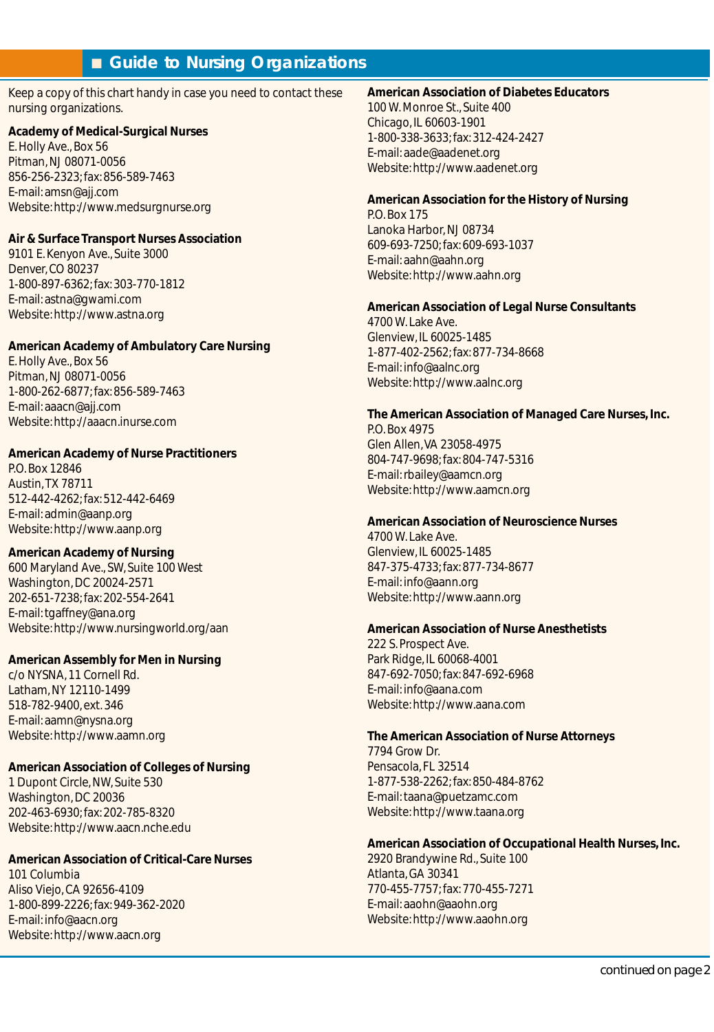# Guide to Nursing Organizations

Keep a copy of this chart handy in case you need to contact these nursing organizations.

**Academy of Medical-Surgical Nurses**
E. Holly Ave., Box 56
Pitman, NJ 08071-0056
856-256-2323; fax: 856-589-7463
E-mail: amsn@ajj.com
Website: http://www.medsurgnurse.org

**Air & Surface Transport Nurses Association**
9101 E. Kenyon Ave., Suite 3000
Denver, CO 80237
1-800-897-6362; fax: 303-770-1812
E-mail: astna@gwami.com
Website: http://www.astna.org

**American Academy of Ambulatory Care Nursing**
E. Holly Ave., Box 56
Pitman, NJ 08071-0056
1-800-262-6877; fax: 856-589-7463
E-mail: aaacn@ajj.com
Website: http://aaacn.inurse.com

**American Academy of Nurse Practitioners**
P.O. Box 12846
Austin, TX 78711
512-442-4262; fax: 512-442-6469
E-mail: admin@aanp.org
Website: http://www.aanp.org

**American Academy of Nursing**
600 Maryland Ave., SW, Suite 100 West
Washington, DC 20024-2571
202-651-7238; fax: 202-554-2641
E-mail: tgaffney@ana.org
Website: http://www.nursingworld.org/aan

**American Assembly for Men in Nursing**
c/o NYSNA, 11 Cornell Rd.
Latham, NY 12110-1499
518-782-9400, ext. 346
E-mail: aamn@nysna.org
Website: http://www.aamn.org

**American Association of Colleges of Nursing**
1 Dupont Circle, NW, Suite 530
Washington, DC 20036
202-463-6930; fax: 202-785-8320
Website: http://www.aacn.nche.edu

**American Association of Critical-Care Nurses**
101 Columbia
Aliso Viejo, CA 92656-4109
1-800-899-2226; fax: 949-362-2020
E-mail: info@aacn.org
Website: http://www.aacn.org

**American Association of Diabetes Educators**
100 W. Monroe St., Suite 400
Chicago, IL 60603-1901
1-800-338-3633; fax: 312-424-2427
E-mail: aade@aadenet.org
Website: http://www.aadenet.org

**American Association for the History of Nursing**
P.O. Box 175
Lanoka Harbor, NJ 08734
609-693-7250; fax: 609-693-1037
E-mail: aahn@aahn.org
Website: http://www.aahn.org

**American Association of Legal Nurse Consultants**
4700 W. Lake Ave.
Glenview, IL 60025-1485
1-877-402-2562; fax: 877-734-8668
E-mail: info@aalnc.org
Website: http://www.aalnc.org

**The American Association of Managed Care Nurses, Inc.**
P.O. Box 4975
Glen Allen, VA 23058-4975
804-747-9698; fax: 804-747-5316
E-mail: rbailey@aamcn.org
Website: http://www.aamcn.org

**American Association of Neuroscience Nurses**
4700 W. Lake Ave.
Glenview, IL 60025-1485
847-375-4733; fax: 877-734-8677
E-mail: info@aann.org
Website: http://www.aann.org

**American Association of Nurse Anesthetists**
222 S. Prospect Ave.
Park Ridge, IL 60068-4001
847-692-7050; fax: 847-692-6968
E-mail: info@aana.com
Website: http://www.aana.com

**The American Association of Nurse Attorneys**
7794 Grow Dr.
Pensacola, FL 32514
1-877-538-2262; fax: 850-484-8762
E-mail: taana@puetzamc.com
Website: http://www.taana.org

**American Association of Occupational Health Nurses, Inc.**
2920 Brandywine Rd., Suite 100
Atlanta, GA 30341
770-455-7757; fax: 770-455-7271
E-mail: aaohn@aaohn.org
Website: http://www.aaohn.org

continued on page 2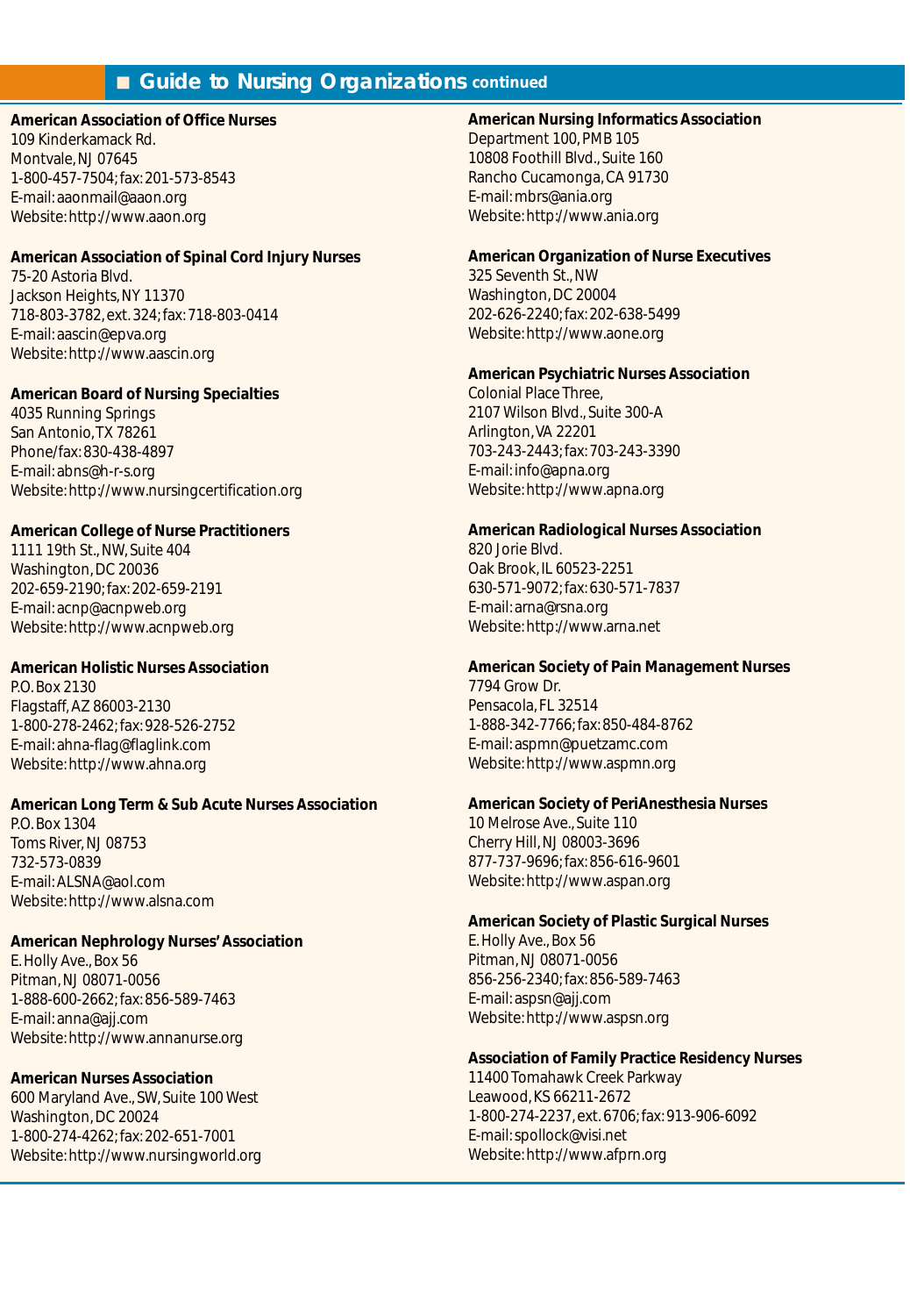## Guide to Nursing Organizations continued

**American Association of Office Nurses**
109 Kinderkamack Rd.
Montvale, NJ 07645
1-800-457-7504; fax: 201-573-8543
E-mail: aaonmail@aaon.org
Website: http://www.aaon.org

**American Association of Spinal Cord Injury Nurses**
75-20 Astoria Blvd.
Jackson Heights, NY 11370
718-803-3782, ext. 324; fax: 718-803-0414
E-mail: aascin@epva.org
Website: http://www.aascin.org

**American Board of Nursing Specialties**
4035 Running Springs
San Antonio, TX 78261
Phone/fax: 830-438-4897
E-mail: abns@h-r-s.org
Website: http://www.nursingcertification.org

**American College of Nurse Practitioners**
1111 19th St., NW, Suite 404
Washington, DC 20036
202-659-2190; fax: 202-659-2191
E-mail: acnp@acnpweb.org
Website: http://www.acnpweb.org

**American Holistic Nurses Association**
P.O. Box 2130
Flagstaff, AZ 86003-2130
1-800-278-2462; fax: 928-526-2752
E-mail: ahna-flag@flaglink.com
Website: http://www.ahna.org

**American Long Term & Sub Acute Nurses Association**
P.O. Box 1304
Toms River, NJ 08753
732-573-0839
E-mail: ALSNA@aol.com
Website: http://www.alsna.com

**American Nephrology Nurses' Association**
E. Holly Ave., Box 56
Pitman, NJ 08071-0056
1-888-600-2662; fax: 856-589-7463
E-mail: anna@ajj.com
Website: http://www.annanurse.org

**American Nurses Association**
600 Maryland Ave., SW, Suite 100 West
Washington, DC 20024
1-800-274-4262; fax: 202-651-7001
Website: http://www.nursingworld.org

**American Nursing Informatics Association**
Department 100, PMB 105
10808 Foothill Blvd., Suite 160
Rancho Cucamonga, CA 91730
E-mail: mbrs@ania.org
Website: http://www.ania.org

**American Organization of Nurse Executives**
325 Seventh St., NW
Washington, DC 20004
202-626-2240; fax: 202-638-5499
Website: http://www.aone.org

**American Psychiatric Nurses Association**
Colonial Place Three,
2107 Wilson Blvd., Suite 300-A
Arlington, VA 22201
703-243-2443; fax: 703-243-3390
E-mail: info@apna.org
Website: http://www.apna.org

**American Radiological Nurses Association**
820 Jorie Blvd.
Oak Brook, IL 60523-2251
630-571-9072; fax: 630-571-7837
E-mail: arna@rsna.org
Website: http://www.arna.net

**American Society of Pain Management Nurses**
7794 Grow Dr.
Pensacola, FL 32514
1-888-342-7766; fax: 850-484-8762
E-mail: aspmn@puetzamc.com
Website: http://www.aspmn.org

**American Society of PeriAnesthesia Nurses**
10 Melrose Ave., Suite 110
Cherry Hill, NJ 08003-3696
877-737-9696; fax: 856-616-9601
Website: http://www.aspan.org

**American Society of Plastic Surgical Nurses**
E. Holly Ave., Box 56
Pitman, NJ 08071-0056
856-256-2340; fax: 856-589-7463
E-mail: aspsn@ajj.com
Website: http://www.aspsn.org

**Association of Family Practice Residency Nurses**
11400 Tomahawk Creek Parkway
Leawood, KS 66211-2672
1-800-274-2237, ext. 6706; fax: 913-906-6092
E-mail: spollock@visi.net
Website: http://www.afprn.org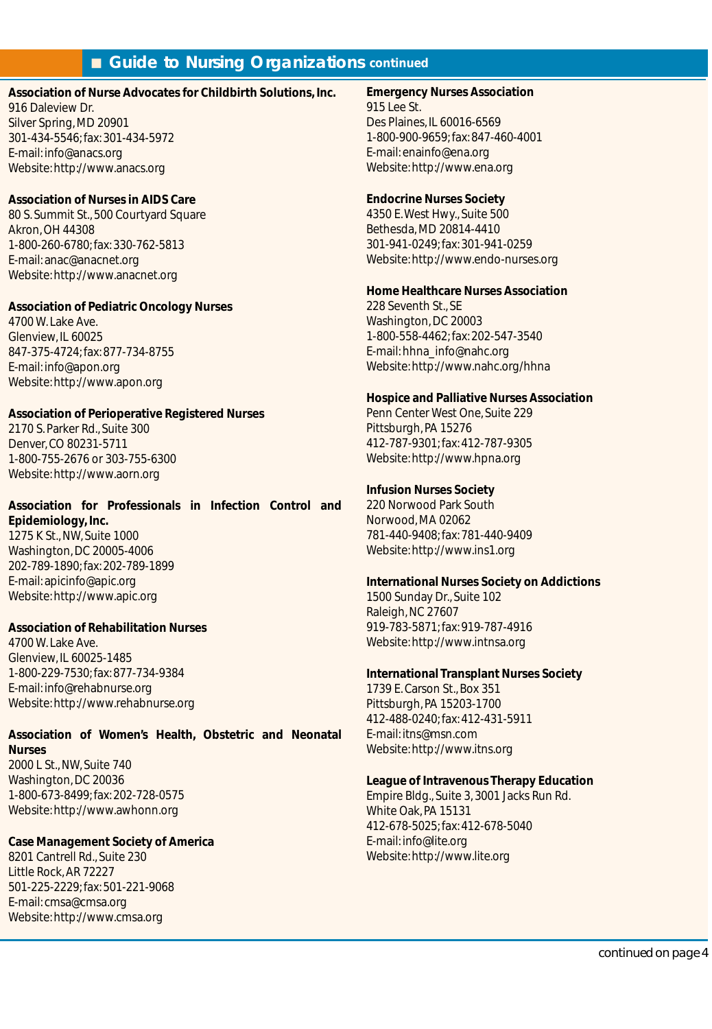## Guide to Nursing Organizations continued

**Association of Nurse Advocates for Childbirth Solutions, Inc.**
916 Daleview Dr.
Silver Spring, MD 20901
301-434-5546; fax: 301-434-5972
E-mail: info@anacs.org
Website: http://www.anacs.org

**Association of Nurses in AIDS Care**
80 S. Summit St., 500 Courtyard Square
Akron, OH 44308
1-800-260-6780; fax: 330-762-5813
E-mail: anac@anacnet.org
Website: http://www.anacnet.org

**Association of Pediatric Oncology Nurses**
4700 W. Lake Ave.
Glenview, IL 60025
847-375-4724; fax: 877-734-8755
E-mail: info@apon.org
Website: http://www.apon.org

**Association of Perioperative Registered Nurses**
2170 S. Parker Rd., Suite 300
Denver, CO 80231-5711
1-800-755-2676 or 303-755-6300
Website: http://www.aorn.org

**Association for Professionals in Infection Control and Epidemiology, Inc.**
1275 K St., NW, Suite 1000
Washington, DC 20005-4006
202-789-1890; fax: 202-789-1899
E-mail: apicinfo@apic.org
Website: http://www.apic.org

**Association of Rehabilitation Nurses**
4700 W. Lake Ave.
Glenview, IL 60025-1485
1-800-229-7530; fax: 877-734-9384
E-mail: info@rehabnurse.org
Website: http://www.rehabnurse.org

**Association of Women's Health, Obstetric and Neonatal Nurses**
2000 L St., NW, Suite 740
Washington, DC 20036
1-800-673-8499; fax: 202-728-0575
Website: http://www.awhonn.org

**Case Management Society of America**
8201 Cantrell Rd., Suite 230
Little Rock, AR 72227
501-225-2229; fax: 501-221-9068
E-mail: cmsa@cmsa.org
Website: http://www.cmsa.org

**Emergency Nurses Association**
915 Lee St.
Des Plaines, IL 60016-6569
1-800-900-9659; fax: 847-460-4001
E-mail: enainfo@ena.org
Website: http://www.ena.org

**Endocrine Nurses Society**
4350 E. West Hwy., Suite 500
Bethesda, MD 20814-4410
301-941-0249; fax: 301-941-0259
Website: http://www.endo-nurses.org

**Home Healthcare Nurses Association**
228 Seventh St., SE
Washington, DC 20003
1-800-558-4462; fax: 202-547-3540
E-mail: hhna_info@nahc.org
Website: http://www.nahc.org/hhna

**Hospice and Palliative Nurses Association**
Penn Center West One, Suite 229
Pittsburgh, PA 15276
412-787-9301; fax: 412-787-9305
Website: http://www.hpna.org

**Infusion Nurses Society**
220 Norwood Park South
Norwood, MA 02062
781-440-9408; fax: 781-440-9409
Website: http://www.ins1.org

**International Nurses Society on Addictions**
1500 Sunday Dr., Suite 102
Raleigh, NC 27607
919-783-5871; fax: 919-787-4916
Website: http://www.intnsa.org

**International Transplant Nurses Society**
1739 E. Carson St., Box 351
Pittsburgh, PA 15203-1700
412-488-0240; fax: 412-431-5911
E-mail: itns@msn.com
Website: http://www.itns.org

**League of Intravenous Therapy Education**
Empire Bldg., Suite 3, 3001 Jacks Run Rd.
White Oak, PA 15131
412-678-5025; fax: 412-678-5040
E-mail: info@lite.org
Website: http://www.lite.org

continued on page 4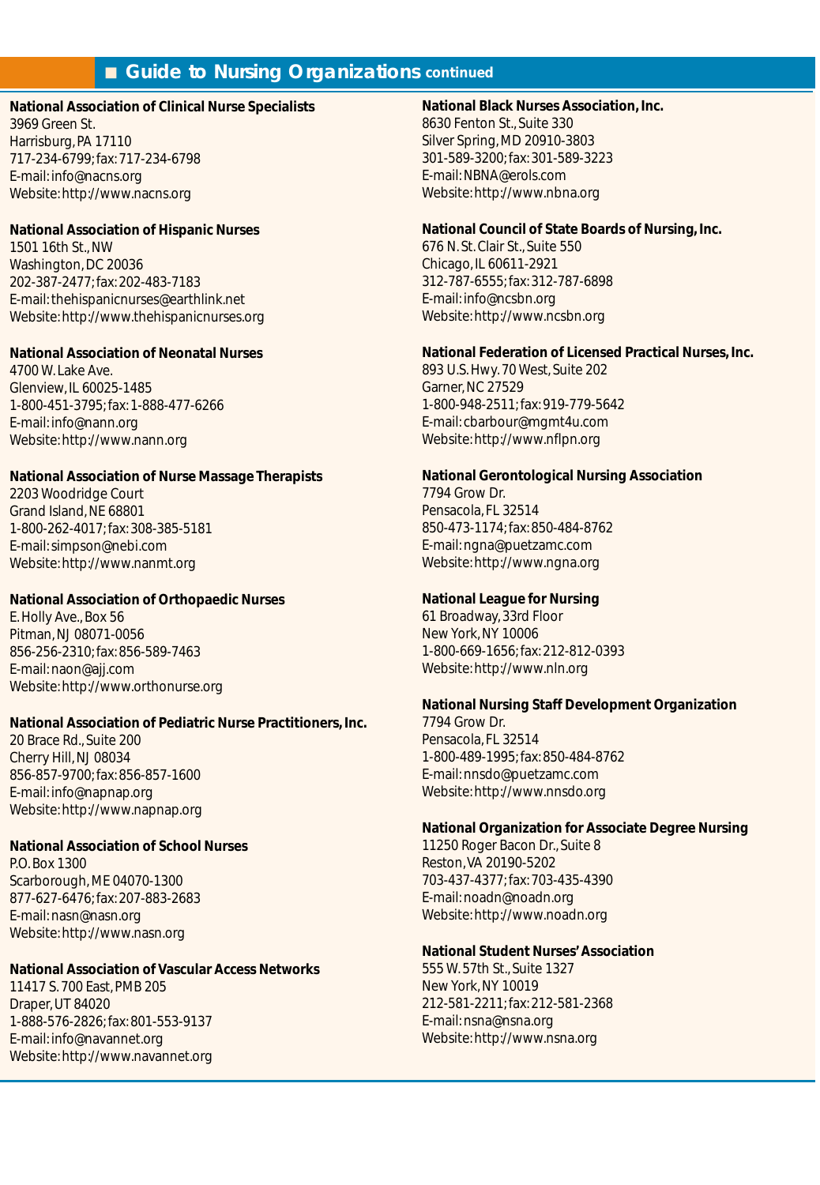## Guide to Nursing Organizations continued

**National Association of Clinical Nurse Specialists**
3969 Green St.
Harrisburg, PA 17110
717-234-6799; fax: 717-234-6798
E-mail: info@nacns.org
Website: http://www.nacns.org

**National Association of Hispanic Nurses**
1501 16th St., NW
Washington, DC 20036
202-387-2477; fax: 202-483-7183
E-mail: thehispanicnurses@earthlink.net
Website: http://www.thehispanicnurses.org

**National Association of Neonatal Nurses**
4700 W. Lake Ave.
Glenview, IL 60025-1485
1-800-451-3795; fax: 1-888-477-6266
E-mail: info@nann.org
Website: http://www.nann.org

**National Association of Nurse Massage Therapists**
2203 Woodridge Court
Grand Island, NE 68801
1-800-262-4017; fax: 308-385-5181
E-mail: simpson@nebi.com
Website: http://www.nanmt.org

**National Association of Orthopaedic Nurses**
E. Holly Ave., Box 56
Pitman, NJ 08071-0056
856-256-2310; fax: 856-589-7463
E-mail: naon@ajj.com
Website: http://www.orthonurse.org

**National Association of Pediatric Nurse Practitioners, Inc.**
20 Brace Rd., Suite 200
Cherry Hill, NJ 08034
856-857-9700; fax: 856-857-1600
E-mail: info@napnap.org
Website: http://www.napnap.org

**National Association of School Nurses**
P.O. Box 1300
Scarborough, ME 04070-1300
877-627-6476; fax: 207-883-2683
E-mail: nasn@nasn.org
Website: http://www.nasn.org

**National Association of Vascular Access Networks**
11417 S. 700 East, PMB 205
Draper, UT 84020
1-888-576-2826; fax: 801-553-9137
E-mail: info@navannet.org
Website: http://www.navannet.org

**National Black Nurses Association, Inc.**
8630 Fenton St., Suite 330
Silver Spring, MD 20910-3803
301-589-3200; fax: 301-589-3223
E-mail: NBNA@erols.com
Website: http://www.nbna.org

**National Council of State Boards of Nursing, Inc.**
676 N. St. Clair St., Suite 550
Chicago, IL 60611-2921
312-787-6555; fax: 312-787-6898
E-mail: info@ncsbn.org
Website: http://www.ncsbn.org

**National Federation of Licensed Practical Nurses, Inc.**
893 U.S. Hwy. 70 West, Suite 202
Garner, NC 27529
1-800-948-2511; fax: 919-779-5642
E-mail: cbarbour@mgmt4u.com
Website: http://www.nflpn.org

**National Gerontological Nursing Association**
7794 Grow Dr.
Pensacola, FL 32514
850-473-1174; fax: 850-484-8762
E-mail: ngna@puetzamc.com
Website: http://www.ngna.org

**National League for Nursing**
61 Broadway, 33rd Floor
New York, NY 10006
1-800-669-1656; fax: 212-812-0393
Website: http://www.nln.org

**National Nursing Staff Development Organization**
7794 Grow Dr.
Pensacola, FL 32514
1-800-489-1995; fax: 850-484-8762
E-mail: nnsdo@puetzamc.com
Website: http://www.nnsdo.org

**National Organization for Associate Degree Nursing**
11250 Roger Bacon Dr., Suite 8
Reston, VA 20190-5202
703-437-4377; fax: 703-435-4390
E-mail: noadn@noadn.org
Website: http://www.noadn.org

**National Student Nurses' Association**
555 W. 57th St., Suite 1327
New York, NY 10019
212-581-2211; fax: 212-581-2368
E-mail: nsna@nsna.org
Website: http://www.nsna.org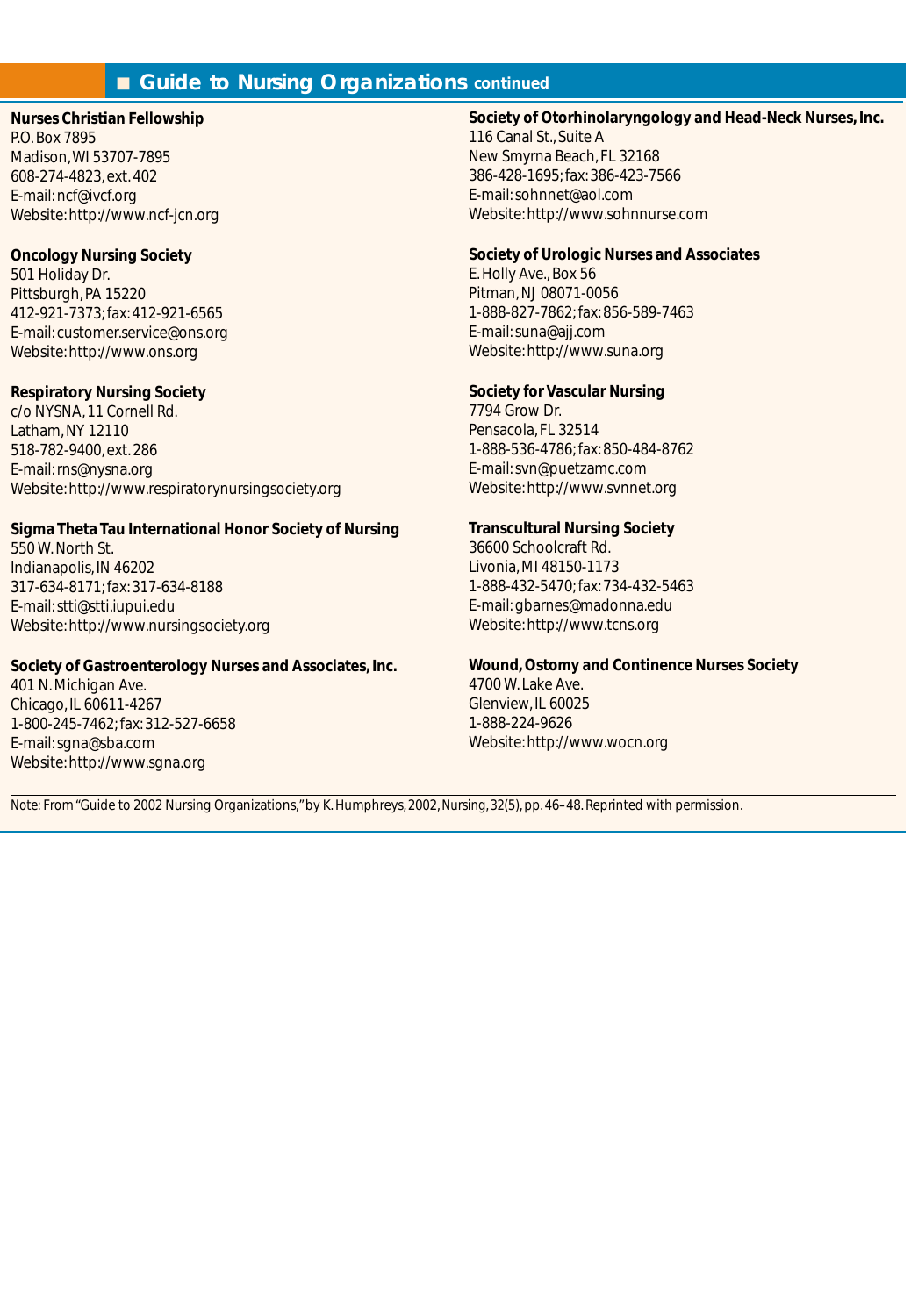## Guide to Nursing Organizations continued

**Nurses Christian Fellowship**
P.O. Box 7895
Madison, WI 53707-7895
608-274-4823, ext. 402
E-mail: ncf@ivcf.org
Website: http://www.ncf-jcn.org

**Oncology Nursing Society**
501 Holiday Dr.
Pittsburgh, PA 15220
412-921-7373; fax: 412-921-6565
E-mail: customer.service@ons.org
Website: http://www.ons.org

**Respiratory Nursing Society**
c/o NYSNA, 11 Cornell Rd.
Latham, NY 12110
518-782-9400, ext. 286
E-mail: rns@nysna.org
Website: http://www.respiratorynursingsociety.org

**Sigma Theta Tau International Honor Society of Nursing**
550 W. North St.
Indianapolis, IN 46202
317-634-8171; fax: 317-634-8188
E-mail: stti@stti.iupui.edu
Website: http://www.nursingsociety.org

**Society of Gastroenterology Nurses and Associates, Inc.**
401 N. Michigan Ave.
Chicago, IL 60611-4267
1-800-245-7462; fax: 312-527-6658
E-mail: sgna@sba.com
Website: http://www.sgna.org

**Society of Otorhinolaryngology and Head-Neck Nurses, Inc.**
116 Canal St., Suite A
New Smyrna Beach, FL 32168
386-428-1695; fax: 386-423-7566
E-mail: sohnnet@aol.com
Website: http://www.sohnnurse.com

**Society of Urologic Nurses and Associates**
E. Holly Ave., Box 56
Pitman, NJ 08071-0056
1-888-827-7862; fax: 856-589-7463
E-mail: suna@ajj.com
Website: http://www.suna.org

**Society for Vascular Nursing**
7794 Grow Dr.
Pensacola, FL 32514
1-888-536-4786; fax: 850-484-8762
E-mail: svn@puetzamc.com
Website: http://www.svnnet.org

**Transcultural Nursing Society**
36600 Schoolcraft Rd.
Livonia, MI 48150-1173
1-888-432-5470; fax: 734-432-5463
E-mail: gbarnes@madonna.edu
Website: http://www.tcns.org

**Wound, Ostomy and Continence Nurses Society**
4700 W. Lake Ave.
Glenview, IL 60025
1-888-224-9626
Website: http://www.wocn.org

Note: From "Guide to 2002 Nursing Organizations," by K. Humphreys, 2002, Nursing, 32(5), pp. 46–48. Reprinted with permission.